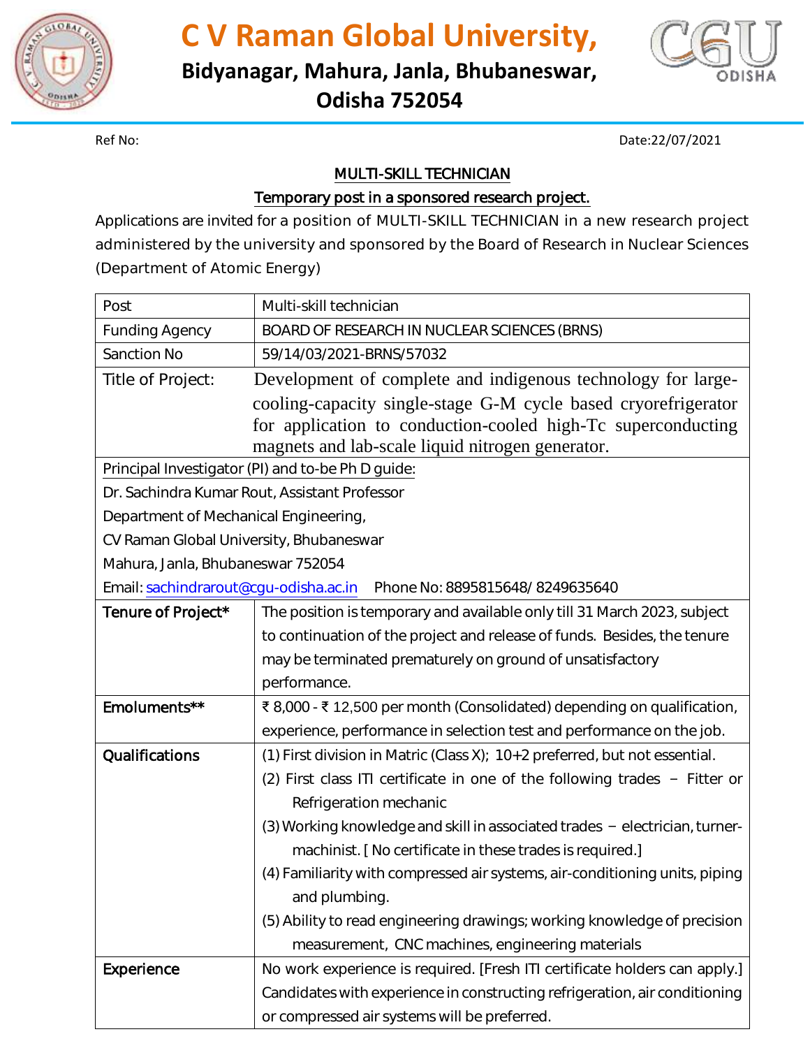# C V Raman Global University,

## Bidyanagar, Mahura, Janla, Bhubaneswar, Odisha 752054

Ref No: Date:22/07/2021

### MULTI-SKILL TECHNICIAN

### Temporary post in a sponsored research project.

Applications are invited for a position of MULTI-SKILL TECHNICIAN in a new research project administered by the university and sponsored by the Board of Research in Nuclear Sciences (Department of Atomic Energy)

| Post | Multi-skill technician |
|---|---|
| Funding Agency | BOARD OF RESEARCH IN NUCLEAR SCIENCES (BRNS) |
| Sanction No | 59/14/03/2021-BRNS/57032 |
| Title of Project: | Development of complete and indigenous technology for large-cooling-capacity single-stage G-M cycle based cryorefrigerator for application to conduction-cooled high-Tc superconducting magnets and lab-scale liquid nitrogen generator. |
| Principal Investigator (PI) and to-be Ph D guide:<br>Dr. Sachindra Kumar Rout, Assistant Professor<br>Department of Mechanical Engineering,<br>CV Raman Global University, Bhubaneswar<br>Mahura, Janla, Bhubaneswar 752054<br>Email: sachindrarout@cgu-odisha.ac.in Phone No: 8895815648/ 8249635640 | |
| **Tenure of Project*** | The position is temporary and available only till 31 March 2023, subject to continuation of the project and release of funds. Besides, the tenure may be terminated prematurely on ground of unsatisfactory performance. |
| **Emoluments**** | ₹ 8,000 - ₹ 12,500 per month (Consolidated) depending on qualification, experience, performance in selection test and performance on the job. |
| **Qualifications** | (1) First division in Matric (Class X); 10+2 preferred, but not essential.<br>(2) First class ITI certificate in one of the following trades – Fitter or Refrigeration mechanic<br>(3) Working knowledge and skill in associated trades – electrician, turner-machinist. [ No certificate in these trades is required.]<br>(4) Familiarity with compressed air systems, air-conditioning units, piping and plumbing.<br>(5) Ability to read engineering drawings; working knowledge of precision measurement, CNC machines, engineering materials |
| **Experience** | No work experience is required. [Fresh ITI certificate holders can apply.] Candidates with experience in constructing refrigeration, air conditioning or compressed air systems will be preferred. |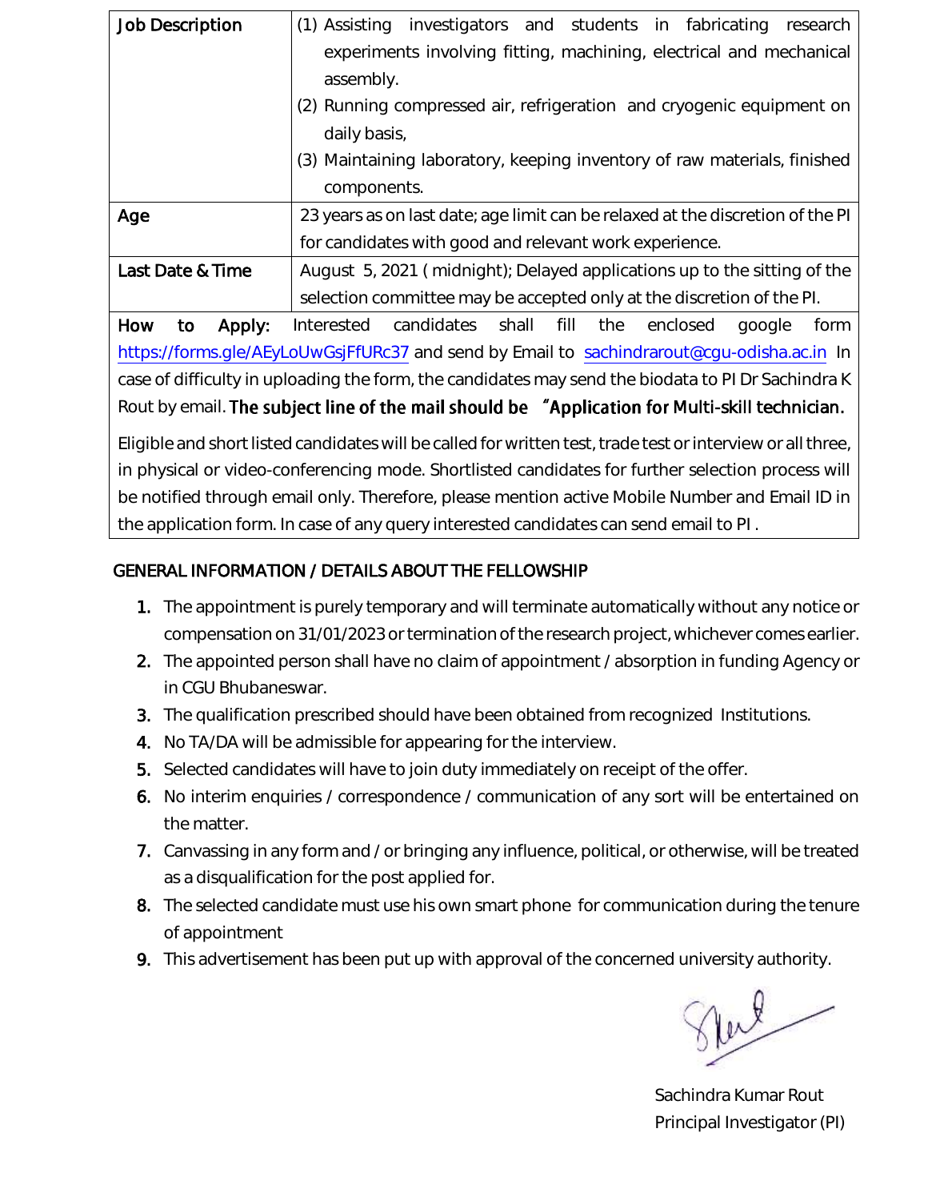| | |
|---|---|
| Job Description | (1) Assisting investigators and students in fabricating research experiments involving fitting, machining, electrical and mechanical assembly.<br>(2) Running compressed air, refrigeration and cryogenic equipment on daily basis,<br>(3) Maintaining laboratory, keeping inventory of raw materials, finished components. |
| Age | 23 years as on last date; age limit can be relaxed at the discretion of the PI for candidates with good and relevant work experience. |
| Last Date & Time | August 5, 2021 ( midnight); Delayed applications up to the sitting of the selection committee may be accepted only at the discretion of the PI. |

**How to Apply:** Interested candidates shall fill the enclosed google form https://forms.gle/AEyLoUwGsjFfURc37 and send by Email to sachindrarout@cgu-odisha.ac.in In case of difficulty in uploading the form, the candidates may send the biodata to PI Dr Sachindra K Rout by email. **The subject line of the mail should be "Application for Multi-skill technician.**

Eligible and short listed candidates will be called for written test, trade test or interview or all three, in physical or video-conferencing mode. Shortlisted candidates for further selection process will be notified through email only. Therefore, please mention active Mobile Number and Email ID in the application form. In case of any query interested candidates can send email to PI .

## GENERAL INFORMATION / DETAILS ABOUT THE FELLOWSHIP

1. The appointment is purely temporary and will terminate automatically without any notice or compensation on 31/01/2023 or termination of the research project, whichever comes earlier.
2. The appointed person shall have no claim of appointment / absorption in funding Agency or in CGU Bhubaneswar.
3. The qualification prescribed should have been obtained from recognized Institutions.
4. No TA/DA will be admissible for appearing for the interview.
5. Selected candidates will have to join duty immediately on receipt of the offer.
6. No interim enquiries / correspondence / communication of any sort will be entertained on the matter.
7. Canvassing in any form and / or bringing any influence, political, or otherwise, will be treated as a disqualification for the post applied for.
8. The selected candidate must use his own smart phone for communication during the tenure of appointment
9. This advertisement has been put up with approval of the concerned university authority.

Sachindra Kumar Rout
Principal Investigator (PI)